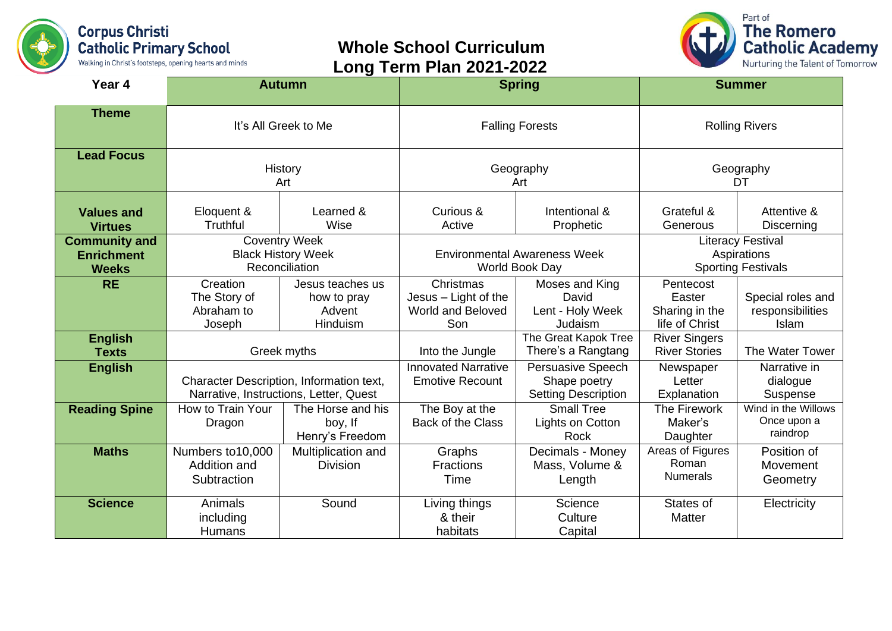**Corpus Christi Catholic Primary School**
Walking in Christ's footsteps, opening hearts and minds

# Whole School Curriculum Long Term Plan 2021-2022

Part of **The Romero Catholic Academy**
Nurturing the Talent of Tomorrow

| Year 4 | Autumn | | Spring | | Summer | |
|---|---|---|---|---|---|---|
| **Theme** | It's All Greek to Me | | Falling Forests | | Rolling Rivers | |
| **Lead Focus** | History<br>Art | | Geography<br>Art | | Geography<br>DT | |
| **Values and Virtues** | Eloquent & Truthful | Learned & Wise | Curious & Active | Intentional & Prophetic | Grateful & Generous | Attentive & Discerning |
| **Community and Enrichment Weeks** | Coventry Week<br>Black History Week<br>Reconciliation | | Environmental Awareness Week<br>World Book Day | | Literacy Festival<br>Aspirations<br>Sporting Festivals | |
| **RE** | Creation<br>The Story of Abraham to Joseph | Jesus teaches us how to pray<br>Advent<br>Hinduism | Christmas<br>Jesus – Light of the World and Beloved Son | Moses and King David<br>Lent - Holy Week<br>Judaism | Pentecost<br>Easter<br>Sharing in the life of Christ | Special roles and responsibilities<br>Islam |
| **English Texts** | Greek myths | | Into the Jungle | The Great Kapok Tree<br>There's a Rangtang | River Singers<br>River Stories | The Water Tower |
| **English** | Character Description, Information text, Narrative, Instructions, Letter, Quest | | Innovated Narrative<br>Emotive Recount | Persuasive Speech<br>Shape poetry<br>Setting Description | Newspaper<br>Letter<br>Explanation | Narrative in dialogue<br>Suspense |
| **Reading Spine** | How to Train Your Dragon | The Horse and his boy, If<br>Henry's Freedom | The Boy at the Back of the Class | Small Tree<br>Lights on Cotton Rock | The Firework Maker's Daughter | Wind in the Willows<br>Once upon a raindrop |
| **Maths** | Numbers to10,000<br>Addition and Subtraction | Multiplication and Division | Graphs<br>Fractions<br>Time | Decimals - Money<br>Mass, Volume & Length | Areas of Figures<br>Roman Numerals | Position of Movement<br>Geometry |
| **Science** | Animals including Humans | Sound | Living things & their habitats | Science Culture Capital | States of Matter | Electricity |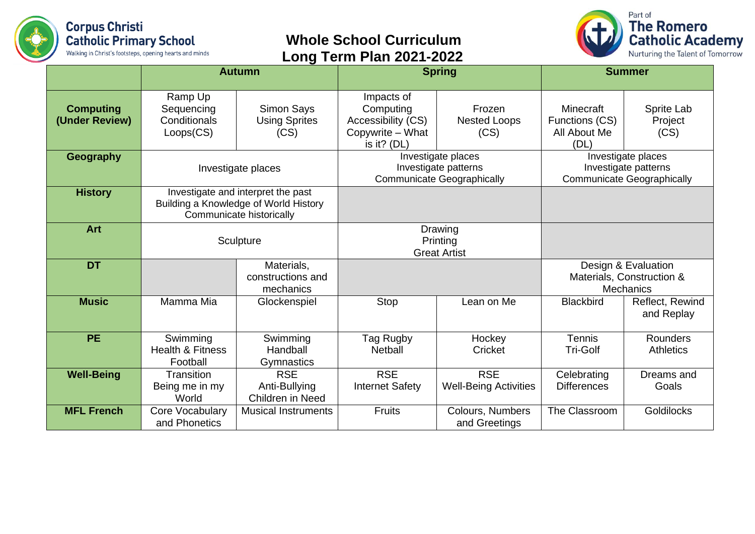**Corpus Christi Catholic Primary School**

Walking in Christ's footsteps, opening hearts and minds

# Whole School Curriculum Long Term Plan 2021-2022

Part of **The Romero Catholic Academy**

Nurturing the Talent of Tomorrow

| | Autumn | | Spring | | Summer | |
|---|---|---|---|---|---|---|
| **Computing (Under Review)** | Ramp Up Sequencing Conditionals Loops(CS) | Simon Says Using Sprites (CS) | Impacts of Computing Accessibility (CS) Copywrite – What is it? (DL) | Frozen Nested Loops (CS) | Minecraft Functions (CS) All About Me (DL) | Sprite Lab Project (CS) |
| **Geography** | Investigate places | | Investigate places Investigate patterns Communicate Geographically | | Investigate places Investigate patterns Communicate Geographically | |
| **History** | Investigate and interpret the past Building a Knowledge of World History Communicate historically | | | | | |
| **Art** | Sculpture | | Drawing Printing Great Artist | | | |
| **DT** | | Materials, constructions and mechanics | | | Design & Evaluation Materials, Construction & Mechanics | |
| **Music** | Mamma Mia | Glockenspiel | Stop | Lean on Me | Blackbird | Reflect, Rewind and Replay |
| **PE** | Swimming Health & Fitness Football | Swimming Handball Gymnastics | Tag Rugby Netball | Hockey Cricket | Tennis Tri-Golf | Rounders Athletics |
| **Well-Being** | Transition Being me in my World | RSE Anti-Bullying Children in Need | RSE Internet Safety | RSE Well-Being Activities | Celebrating Differences | Dreams and Goals |
| **MFL French** | Core Vocabulary and Phonetics | Musical Instruments | Fruits | Colours, Numbers and Greetings | The Classroom | Goldilocks |